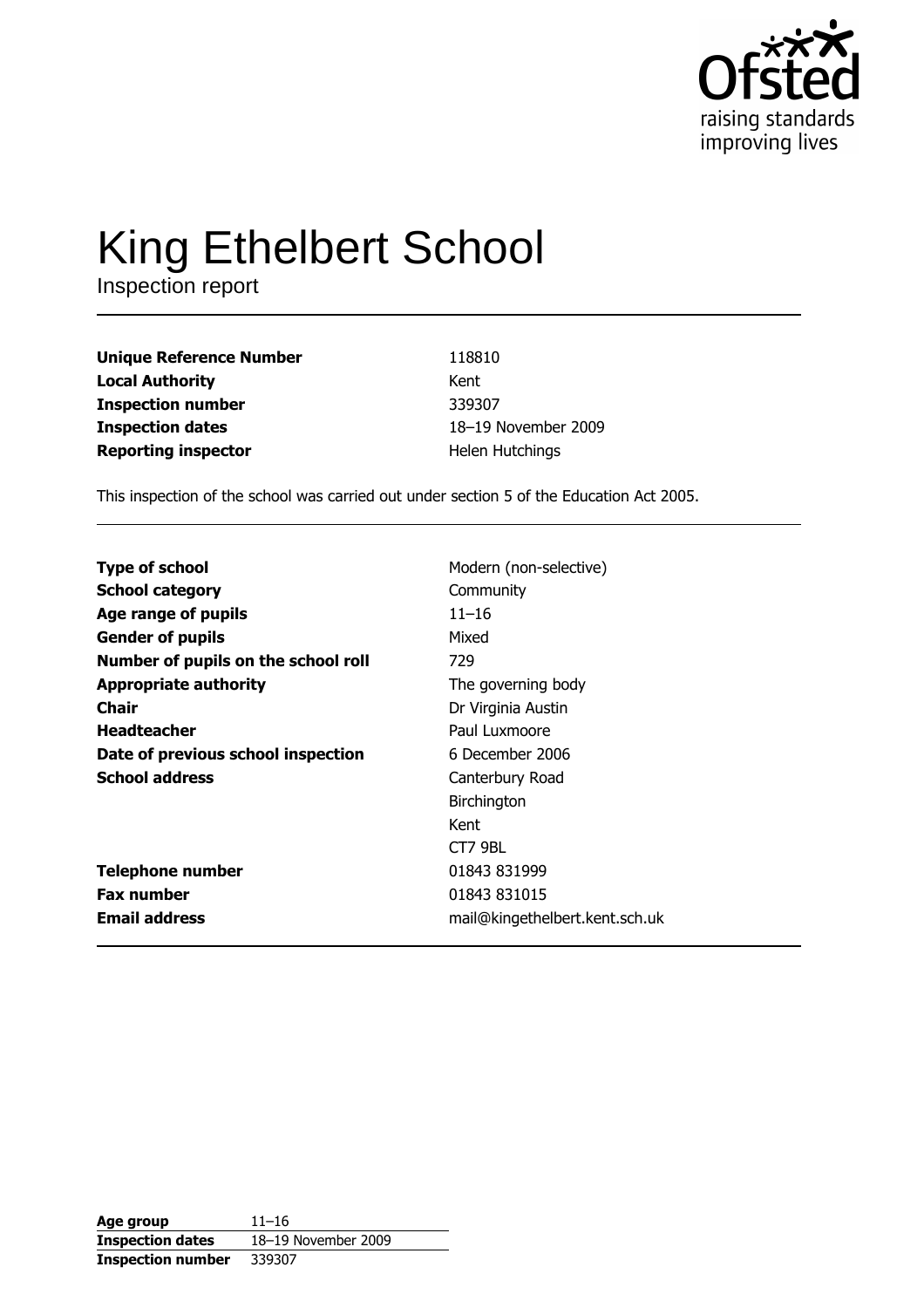Ofsted
raising standards
improving lives

# King Ethelbert School

Inspection report

| | |
|---|---|
| **Unique Reference Number** | 118810 |
| **Local Authority** | Kent |
| **Inspection number** | 339307 |
| **Inspection dates** | 18–19 November 2009 |
| **Reporting inspector** | Helen Hutchings |

This inspection of the school was carried out under section 5 of the Education Act 2005.

| | |
|---|---|
| **Type of school** | Modern (non-selective) |
| **School category** | Community |
| **Age range of pupils** | 11–16 |
| **Gender of pupils** | Mixed |
| **Number of pupils on the school roll** | 729 |
| **Appropriate authority** | The governing body |
| **Chair** | Dr Virginia Austin |
| **Headteacher** | Paul Luxmoore |
| **Date of previous school inspection** | 6 December 2006 |
| **School address** | Canterbury Road<br>Birchington<br>Kent<br>CT7 9BL |
| **Telephone number** | 01843 831999 |
| **Fax number** | 01843 831015 |
| **Email address** | mail@kingethelbert.kent.sch.uk |

| | |
|---|---|
| **Age group** | 11–16 |
| **Inspection dates** | 18–19 November 2009 |
| **Inspection number** | 339307 |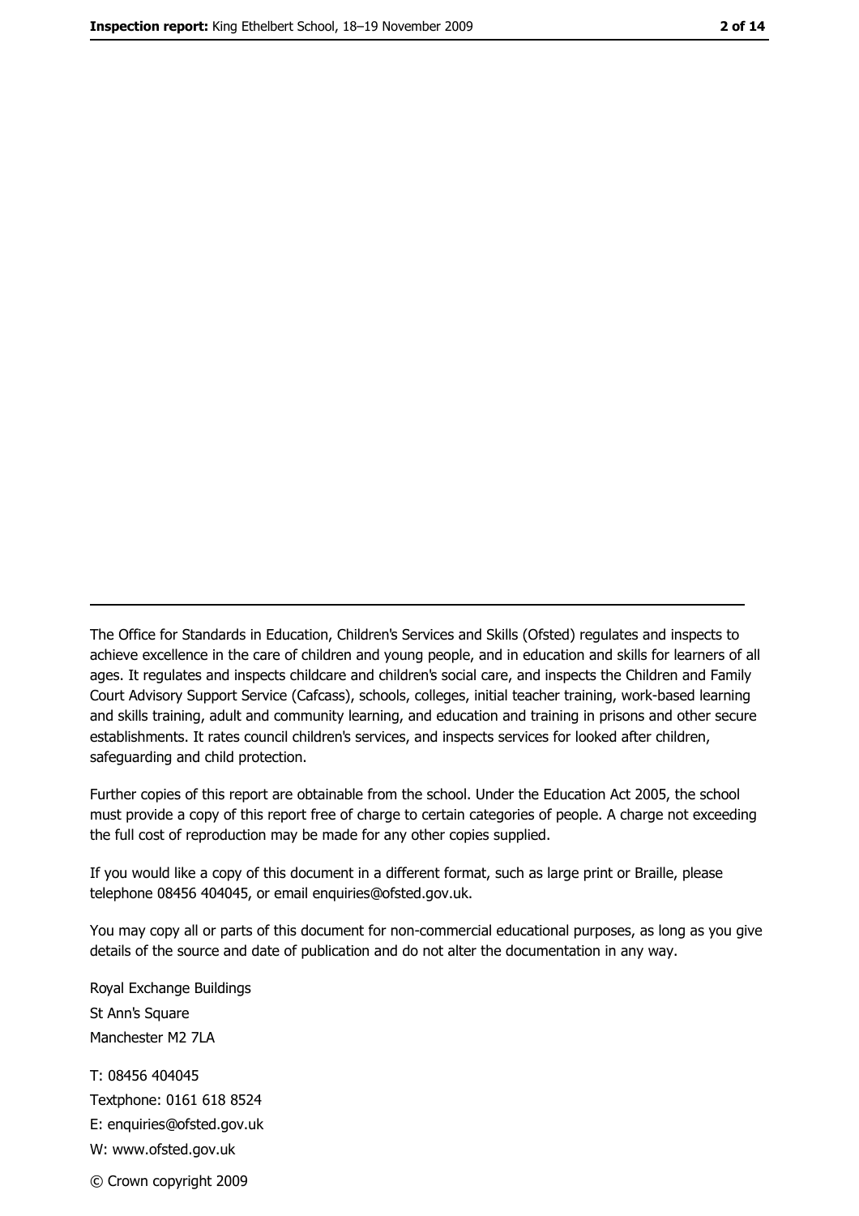The Office for Standards in Education, Children's Services and Skills (Ofsted) regulates and inspects to achieve excellence in the care of children and young people, and in education and skills for learners of all ages. It regulates and inspects childcare and children's social care, and inspects the Children and Family Court Advisory Support Service (Cafcass), schools, colleges, initial teacher training, work-based learning and skills training, adult and community learning, and education and training in prisons and other secure establishments. It rates council children's services, and inspects services for looked after children, safeguarding and child protection.

Further copies of this report are obtainable from the school. Under the Education Act 2005, the school must provide a copy of this report free of charge to certain categories of people. A charge not exceeding the full cost of reproduction may be made for any other copies supplied.

If you would like a copy of this document in a different format, such as large print or Braille, please telephone 08456 404045, or email enquiries@ofsted.gov.uk.

You may copy all or parts of this document for non-commercial educational purposes, as long as you give details of the source and date of publication and do not alter the documentation in any way.

Royal Exchange Buildings
St Ann's Square
Manchester M2 7LA

T: 08456 404045
Textphone: 0161 618 8524
E: enquiries@ofsted.gov.uk
W: www.ofsted.gov.uk

© Crown copyright 2009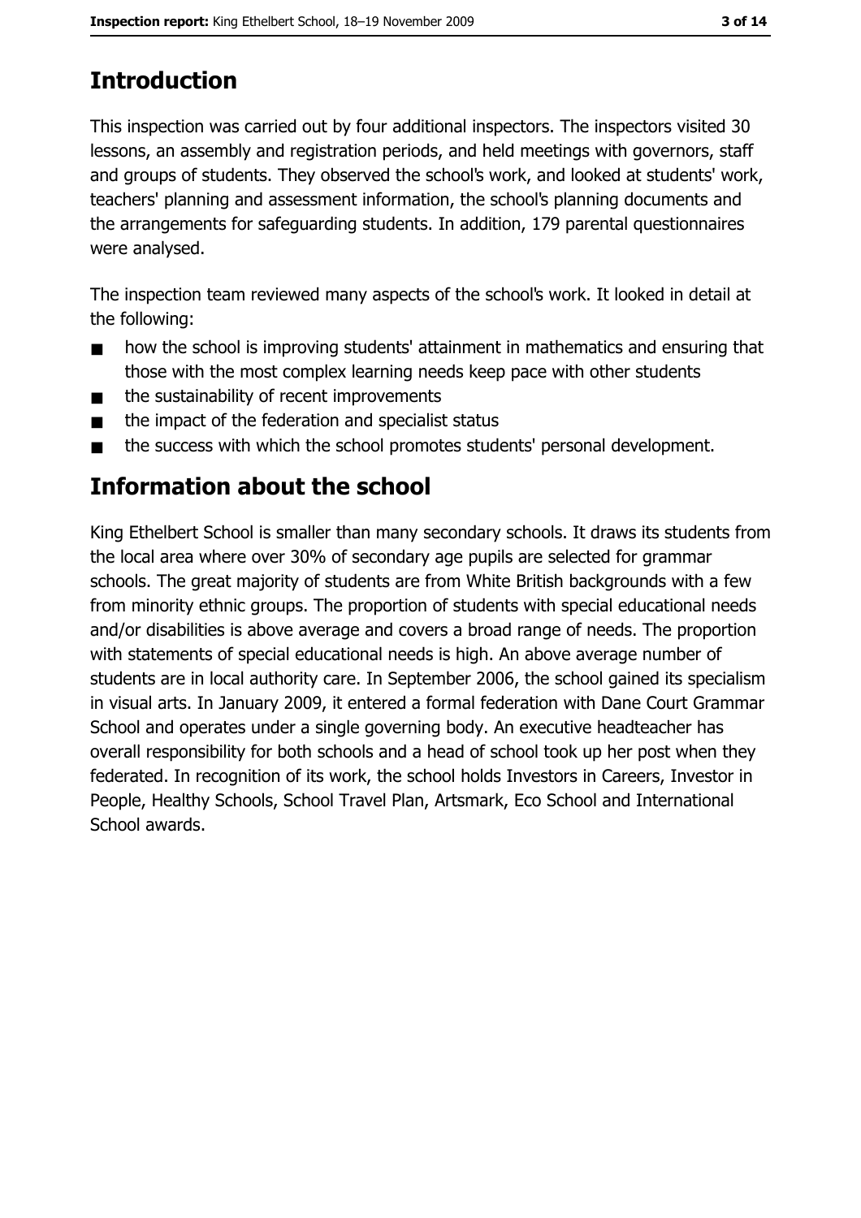# Introduction

This inspection was carried out by four additional inspectors. The inspectors visited 30 lessons, an assembly and registration periods, and held meetings with governors, staff and groups of students. They observed the school's work, and looked at students' work, teachers' planning and assessment information, the school's planning documents and the arrangements for safeguarding students. In addition, 179 parental questionnaires were analysed.

The inspection team reviewed many aspects of the school's work. It looked in detail at the following:

- how the school is improving students' attainment in mathematics and ensuring that those with the most complex learning needs keep pace with other students
- the sustainability of recent improvements
- the impact of the federation and specialist status
- the success with which the school promotes students' personal development.

# Information about the school

King Ethelbert School is smaller than many secondary schools. It draws its students from the local area where over 30% of secondary age pupils are selected for grammar schools. The great majority of students are from White British backgrounds with a few from minority ethnic groups. The proportion of students with special educational needs and/or disabilities is above average and covers a broad range of needs. The proportion with statements of special educational needs is high. An above average number of students are in local authority care. In September 2006, the school gained its specialism in visual arts. In January 2009, it entered a formal federation with Dane Court Grammar School and operates under a single governing body. An executive headteacher has overall responsibility for both schools and a head of school took up her post when they federated. In recognition of its work, the school holds Investors in Careers, Investor in People, Healthy Schools, School Travel Plan, Artsmark, Eco School and International School awards.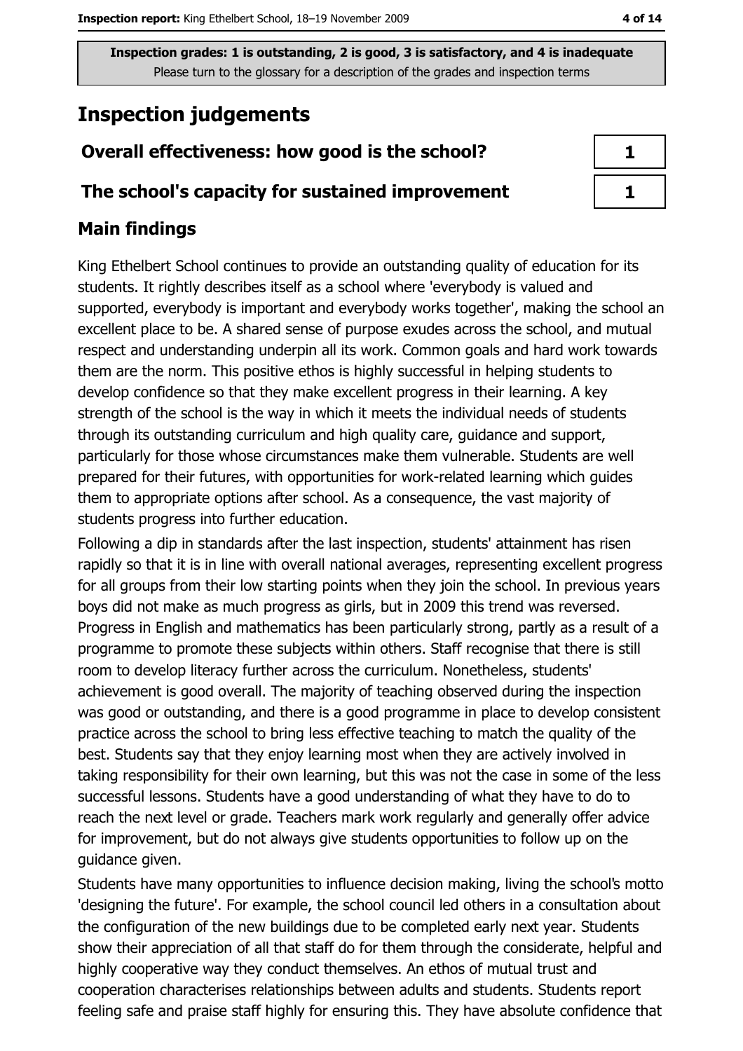**Inspection grades: 1 is outstanding, 2 is good, 3 is satisfactory, and 4 is inadequate**
Please turn to the glossary for a description of the grades and inspection terms

# Inspection judgements

| Overall effectiveness: how good is the school? | 1 |
| --- | --- |
| The school's capacity for sustained improvement | 1 |

## Main findings

King Ethelbert School continues to provide an outstanding quality of education for its students. It rightly describes itself as a school where 'everybody is valued and supported, everybody is important and everybody works together', making the school an excellent place to be. A shared sense of purpose exudes across the school, and mutual respect and understanding underpin all its work. Common goals and hard work towards them are the norm. This positive ethos is highly successful in helping students to develop confidence so that they make excellent progress in their learning. A key strength of the school is the way in which it meets the individual needs of students through its outstanding curriculum and high quality care, guidance and support, particularly for those whose circumstances make them vulnerable. Students are well prepared for their futures, with opportunities for work-related learning which guides them to appropriate options after school. As a consequence, the vast majority of students progress into further education.

Following a dip in standards after the last inspection, students' attainment has risen rapidly so that it is in line with overall national averages, representing excellent progress for all groups from their low starting points when they join the school. In previous years boys did not make as much progress as girls, but in 2009 this trend was reversed. Progress in English and mathematics has been particularly strong, partly as a result of a programme to promote these subjects within others. Staff recognise that there is still room to develop literacy further across the curriculum. Nonetheless, students' achievement is good overall. The majority of teaching observed during the inspection was good or outstanding, and there is a good programme in place to develop consistent practice across the school to bring less effective teaching to match the quality of the best. Students say that they enjoy learning most when they are actively involved in taking responsibility for their own learning, but this was not the case in some of the less successful lessons. Students have a good understanding of what they have to do to reach the next level or grade. Teachers mark work regularly and generally offer advice for improvement, but do not always give students opportunities to follow up on the guidance given.

Students have many opportunities to influence decision making, living the school's motto 'designing the future'. For example, the school council led others in a consultation about the configuration of the new buildings due to be completed early next year. Students show their appreciation of all that staff do for them through the considerate, helpful and highly cooperative way they conduct themselves. An ethos of mutual trust and cooperation characterises relationships between adults and students. Students report feeling safe and praise staff highly for ensuring this. They have absolute confidence that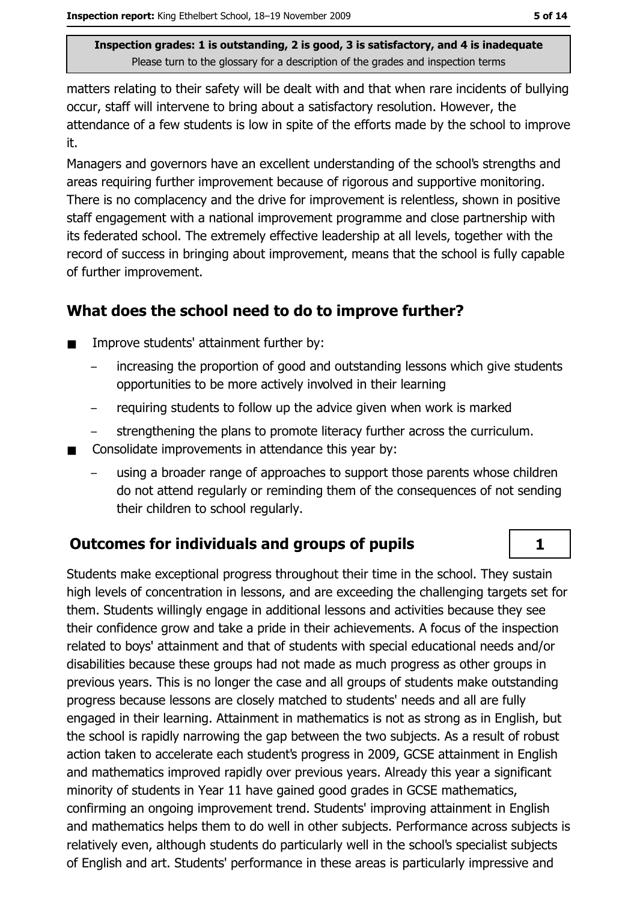matters relating to their safety will be dealt with and that when rare incidents of bullying occur, staff will intervene to bring about a satisfactory resolution. However, the attendance of a few students is low in spite of the efforts made by the school to improve it.

Managers and governors have an excellent understanding of the school's strengths and areas requiring further improvement because of rigorous and supportive monitoring. There is no complacency and the drive for improvement is relentless, shown in positive staff engagement with a national improvement programme and close partnership with its federated school. The extremely effective leadership at all levels, together with the record of success in bringing about improvement, means that the school is fully capable of further improvement.

## What does the school need to do to improve further?

- Improve students' attainment further by:
  - increasing the proportion of good and outstanding lessons which give students opportunities to be more actively involved in their learning
  - requiring students to follow up the advice given when work is marked
  - strengthening the plans to promote literacy further across the curriculum.
- Consolidate improvements in attendance this year by:
  - using a broader range of approaches to support those parents whose children do not attend regularly or reminding them of the consequences of not sending their children to school regularly.

## Outcomes for individuals and groups of pupils — 1

Students make exceptional progress throughout their time in the school. They sustain high levels of concentration in lessons, and are exceeding the challenging targets set for them. Students willingly engage in additional lessons and activities because they see their confidence grow and take a pride in their achievements. A focus of the inspection related to boys' attainment and that of students with special educational needs and/or disabilities because these groups had not made as much progress as other groups in previous years. This is no longer the case and all groups of students make outstanding progress because lessons are closely matched to students' needs and all are fully engaged in their learning. Attainment in mathematics is not as strong as in English, but the school is rapidly narrowing the gap between the two subjects. As a result of robust action taken to accelerate each student's progress in 2009, GCSE attainment in English and mathematics improved rapidly over previous years. Already this year a significant minority of students in Year 11 have gained good grades in GCSE mathematics, confirming an ongoing improvement trend. Students' improving attainment in English and mathematics helps them to do well in other subjects. Performance across subjects is relatively even, although students do particularly well in the school's specialist subjects of English and art. Students' performance in these areas is particularly impressive and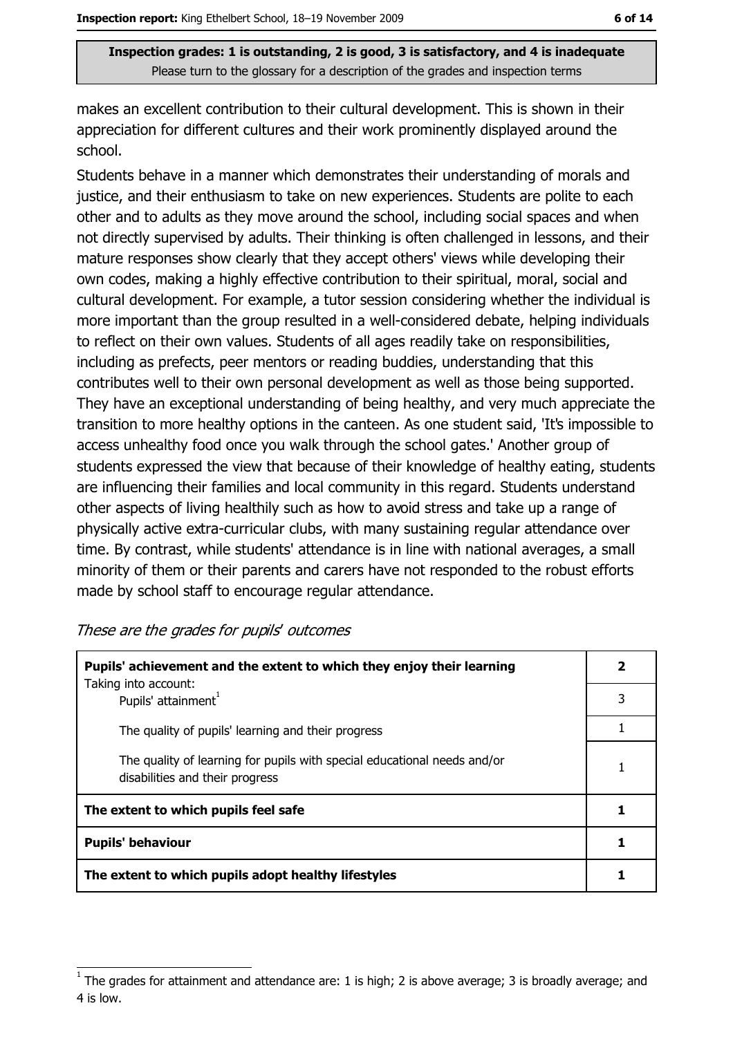**Inspection grades: 1 is outstanding, 2 is good, 3 is satisfactory, and 4 is inadequate**
Please turn to the glossary for a description of the grades and inspection terms

makes an excellent contribution to their cultural development. This is shown in their appreciation for different cultures and their work prominently displayed around the school.

Students behave in a manner which demonstrates their understanding of morals and justice, and their enthusiasm to take on new experiences. Students are polite to each other and to adults as they move around the school, including social spaces and when not directly supervised by adults. Their thinking is often challenged in lessons, and their mature responses show clearly that they accept others' views while developing their own codes, making a highly effective contribution to their spiritual, moral, social and cultural development. For example, a tutor session considering whether the individual is more important than the group resulted in a well-considered debate, helping individuals to reflect on their own values. Students of all ages readily take on responsibilities, including as prefects, peer mentors or reading buddies, understanding that this contributes well to their own personal development as well as those being supported. They have an exceptional understanding of being healthy, and very much appreciate the transition to more healthy options in the canteen. As one student said, 'It's impossible to access unhealthy food once you walk through the school gates.' Another group of students expressed the view that because of their knowledge of healthy eating, students are influencing their families and local community in this regard. Students understand other aspects of living healthily such as how to avoid stress and take up a range of physically active extra-curricular clubs, with many sustaining regular attendance over time. By contrast, while students' attendance is in line with national averages, a small minority of them or their parents and carers have not responded to the robust efforts made by school staff to encourage regular attendance.

*These are the grades for pupils' outcomes*

| | |
|---|---|
| **Pupils' achievement and the extent to which they enjoy their learning** | **2** |
| Taking into account: Pupils' attainment[1] | 3 |
| The quality of pupils' learning and their progress | 1 |
| The quality of learning for pupils with special educational needs and/or disabilities and their progress | 1 |
| **The extent to which pupils feel safe** | **1** |
| **Pupils' behaviour** | **1** |
| **The extent to which pupils adopt healthy lifestyles** | **1** |

[1] The grades for attainment and attendance are: 1 is high; 2 is above average; 3 is broadly average; and 4 is low.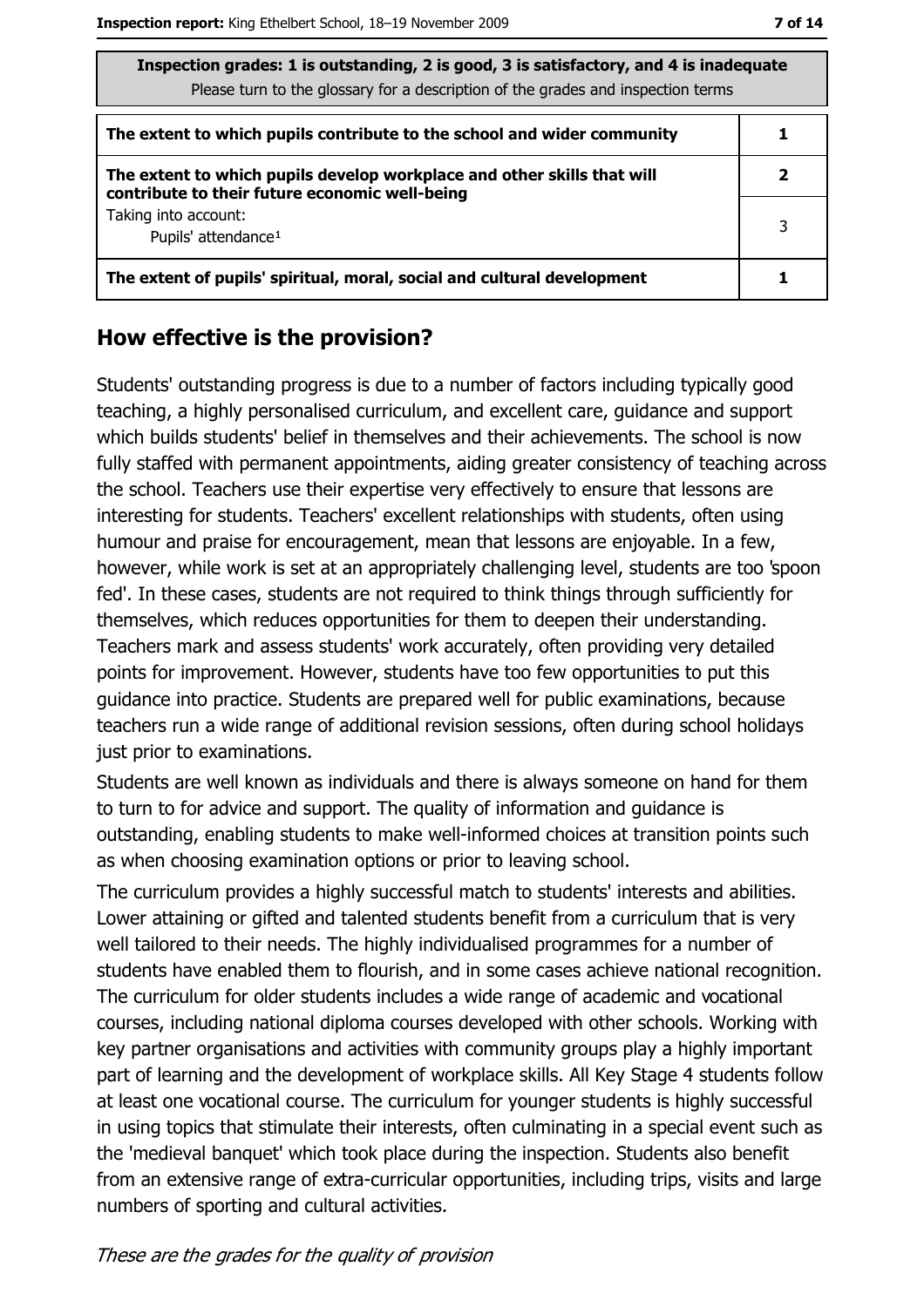| Inspection grades: 1 is outstanding, 2 is good, 3 is satisfactory, and 4 is inadequate<br>Please turn to the glossary for a description of the grades and inspection terms | |
|---|---|
| **The extent to which pupils contribute to the school and wider community** | **1** |
| **The extent to which pupils develop workplace and other skills that will contribute to their future economic well-being** | **2** |
| Taking into account:<br>Pupils' attendance[1] | 3 |
| **The extent of pupils' spiritual, moral, social and cultural development** | **1** |

## How effective is the provision?

Students' outstanding progress is due to a number of factors including typically good teaching, a highly personalised curriculum, and excellent care, guidance and support which builds students' belief in themselves and their achievements. The school is now fully staffed with permanent appointments, aiding greater consistency of teaching across the school. Teachers use their expertise very effectively to ensure that lessons are interesting for students. Teachers' excellent relationships with students, often using humour and praise for encouragement, mean that lessons are enjoyable. In a few, however, while work is set at an appropriately challenging level, students are too 'spoon fed'. In these cases, students are not required to think things through sufficiently for themselves, which reduces opportunities for them to deepen their understanding. Teachers mark and assess students' work accurately, often providing very detailed points for improvement. However, students have too few opportunities to put this guidance into practice. Students are prepared well for public examinations, because teachers run a wide range of additional revision sessions, often during school holidays just prior to examinations.

Students are well known as individuals and there is always someone on hand for them to turn to for advice and support. The quality of information and guidance is outstanding, enabling students to make well-informed choices at transition points such as when choosing examination options or prior to leaving school.

The curriculum provides a highly successful match to students' interests and abilities. Lower attaining or gifted and talented students benefit from a curriculum that is very well tailored to their needs. The highly individualised programmes for a number of students have enabled them to flourish, and in some cases achieve national recognition. The curriculum for older students includes a wide range of academic and vocational courses, including national diploma courses developed with other schools. Working with key partner organisations and activities with community groups play a highly important part of learning and the development of workplace skills. All Key Stage 4 students follow at least one vocational course. The curriculum for younger students is highly successful in using topics that stimulate their interests, often culminating in a special event such as the 'medieval banquet' which took place during the inspection. Students also benefit from an extensive range of extra-curricular opportunities, including trips, visits and large numbers of sporting and cultural activities.

*These are the grades for the quality of provision*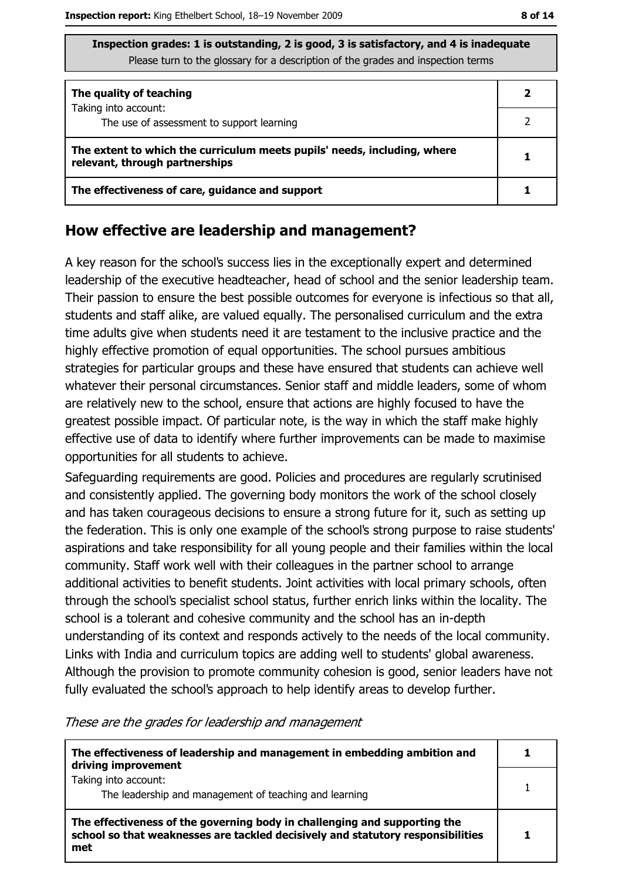**Inspection grades: 1 is outstanding, 2 is good, 3 is satisfactory, and 4 is inadequate**
Please turn to the glossary for a description of the grades and inspection terms

| | |
|---|---|
| **The quality of teaching** | **2** |
| Taking into account: The use of assessment to support learning | 2 |
| **The extent to which the curriculum meets pupils' needs, including, where relevant, through partnerships** | **1** |
| **The effectiveness of care, guidance and support** | **1** |

## How effective are leadership and management?

A key reason for the school's success lies in the exceptionally expert and determined leadership of the executive headteacher, head of school and the senior leadership team. Their passion to ensure the best possible outcomes for everyone is infectious so that all, students and staff alike, are valued equally. The personalised curriculum and the extra time adults give when students need it are testament to the inclusive practice and the highly effective promotion of equal opportunities. The school pursues ambitious strategies for particular groups and these have ensured that students can achieve well whatever their personal circumstances. Senior staff and middle leaders, some of whom are relatively new to the school, ensure that actions are highly focused to have the greatest possible impact. Of particular note, is the way in which the staff make highly effective use of data to identify where further improvements can be made to maximise opportunities for all students to achieve.

Safeguarding requirements are good. Policies and procedures are regularly scrutinised and consistently applied. The governing body monitors the work of the school closely and has taken courageous decisions to ensure a strong future for it, such as setting up the federation. This is only one example of the school's strong purpose to raise students' aspirations and take responsibility for all young people and their families within the local community. Staff work well with their colleagues in the partner school to arrange additional activities to benefit students. Joint activities with local primary schools, often through the school's specialist school status, further enrich links within the locality. The school is a tolerant and cohesive community and the school has an in-depth understanding of its context and responds actively to the needs of the local community. Links with India and curriculum topics are adding well to students' global awareness. Although the provision to promote community cohesion is good, senior leaders have not fully evaluated the school's approach to help identify areas to develop further.

*These are the grades for leadership and management*

| | |
|---|---|
| **The effectiveness of leadership and management in embedding ambition and driving improvement** | **1** |
| Taking into account: The leadership and management of teaching and learning | 1 |
| **The effectiveness of the governing body in challenging and supporting the school so that weaknesses are tackled decisively and statutory responsibilities met** | **1** |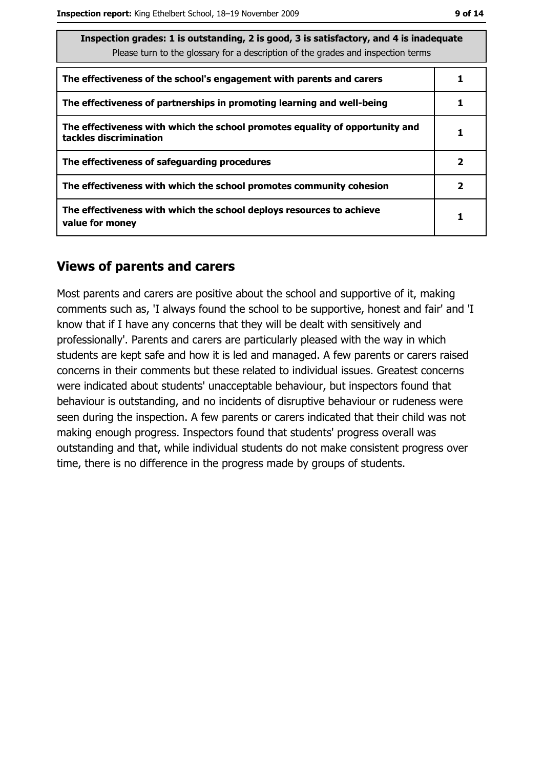| Inspection grades: 1 is outstanding, 2 is good, 3 is satisfactory, and 4 is inadequate<br>Please turn to the glossary for a description of the grades and inspection terms | |
|---|---|
| **The effectiveness of the school's engagement with parents and carers** | **1** |
| **The effectiveness of partnerships in promoting learning and well-being** | **1** |
| **The effectiveness with which the school promotes equality of opportunity and tackles discrimination** | **1** |
| **The effectiveness of safeguarding procedures** | **2** |
| **The effectiveness with which the school promotes community cohesion** | **2** |
| **The effectiveness with which the school deploys resources to achieve value for money** | **1** |

## Views of parents and carers

Most parents and carers are positive about the school and supportive of it, making comments such as, 'I always found the school to be supportive, honest and fair' and 'I know that if I have any concerns that they will be dealt with sensitively and professionally'. Parents and carers are particularly pleased with the way in which students are kept safe and how it is led and managed. A few parents or carers raised concerns in their comments but these related to individual issues. Greatest concerns were indicated about students' unacceptable behaviour, but inspectors found that behaviour is outstanding, and no incidents of disruptive behaviour or rudeness were seen during the inspection. A few parents or carers indicated that their child was not making enough progress. Inspectors found that students' progress overall was outstanding and that, while individual students do not make consistent progress over time, there is no difference in the progress made by groups of students.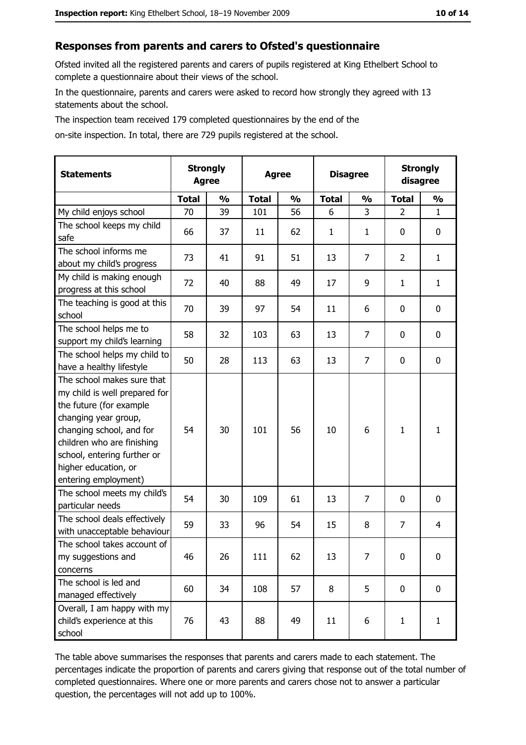## Responses from parents and carers to Ofsted's questionnaire

Ofsted invited all the registered parents and carers of pupils registered at King Ethelbert School to complete a questionnaire about their views of the school.

In the questionnaire, parents and carers were asked to record how strongly they agreed with 13 statements about the school.

The inspection team received 179 completed questionnaires by the end of the on-site inspection. In total, there are 729 pupils registered at the school.

| Statements | Strongly Agree | | Agree | | Disagree | | Strongly disagree | |
|---|---|---|---|---|---|---|---|---|
| | Total | % | Total | % | Total | % | Total | % |
| My child enjoys school | 70 | 39 | 101 | 56 | 6 | 3 | 2 | 1 |
| The school keeps my child safe | 66 | 37 | 11 | 62 | 1 | 1 | 0 | 0 |
| The school informs me about my child's progress | 73 | 41 | 91 | 51 | 13 | 7 | 2 | 1 |
| My child is making enough progress at this school | 72 | 40 | 88 | 49 | 17 | 9 | 1 | 1 |
| The teaching is good at this school | 70 | 39 | 97 | 54 | 11 | 6 | 0 | 0 |
| The school helps me to support my child's learning | 58 | 32 | 103 | 63 | 13 | 7 | 0 | 0 |
| The school helps my child to have a healthy lifestyle | 50 | 28 | 113 | 63 | 13 | 7 | 0 | 0 |
| The school makes sure that my child is well prepared for the future (for example changing year group, changing school, and for children who are finishing school, entering further or higher education, or entering employment) | 54 | 30 | 101 | 56 | 10 | 6 | 1 | 1 |
| The school meets my child's particular needs | 54 | 30 | 109 | 61 | 13 | 7 | 0 | 0 |
| The school deals effectively with unacceptable behaviour | 59 | 33 | 96 | 54 | 15 | 8 | 7 | 4 |
| The school takes account of my suggestions and concerns | 46 | 26 | 111 | 62 | 13 | 7 | 0 | 0 |
| The school is led and managed effectively | 60 | 34 | 108 | 57 | 8 | 5 | 0 | 0 |
| Overall, I am happy with my child's experience at this school | 76 | 43 | 88 | 49 | 11 | 6 | 1 | 1 |

The table above summarises the responses that parents and carers made to each statement. The percentages indicate the proportion of parents and carers giving that response out of the total number of completed questionnaires. Where one or more parents and carers chose not to answer a particular question, the percentages will not add up to 100%.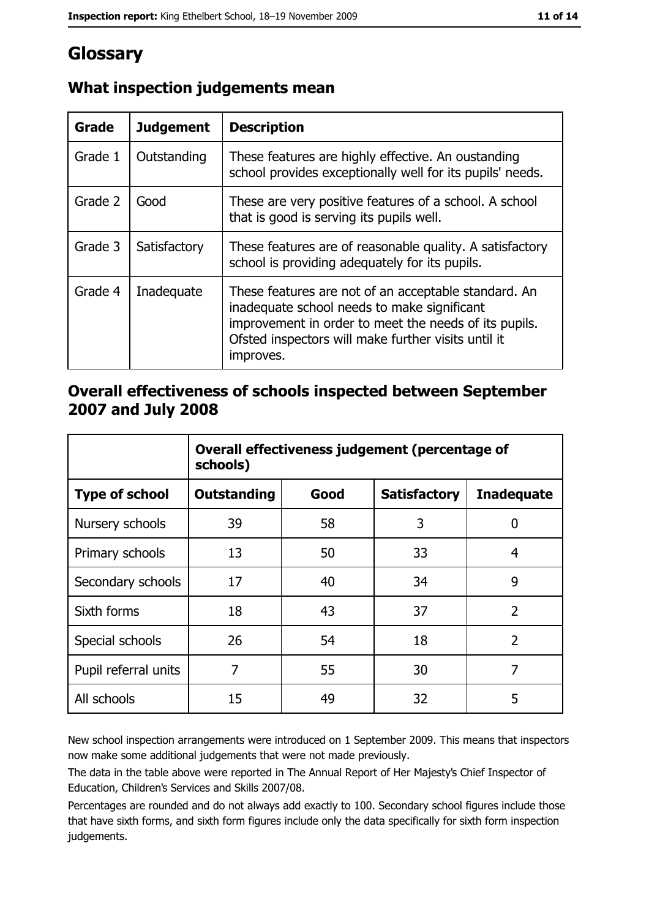# Glossary

## What inspection judgements mean

| Grade | Judgement | Description |
|---|---|---|
| Grade 1 | Outstanding | These features are highly effective. An oustanding school provides exceptionally well for its pupils' needs. |
| Grade 2 | Good | These are very positive features of a school. A school that is good is serving its pupils well. |
| Grade 3 | Satisfactory | These features are of reasonable quality. A satisfactory school is providing adequately for its pupils. |
| Grade 4 | Inadequate | These features are not of an acceptable standard. An inadequate school needs to make significant improvement in order to meet the needs of its pupils. Ofsted inspectors will make further visits until it improves. |

## Overall effectiveness of schools inspected between September 2007 and July 2008

| | Overall effectiveness judgement (percentage of schools) | | | |
|---|---|---|---|---|
| **Type of school** | **Outstanding** | **Good** | **Satisfactory** | **Inadequate** |
| Nursery schools | 39 | 58 | 3 | 0 |
| Primary schools | 13 | 50 | 33 | 4 |
| Secondary schools | 17 | 40 | 34 | 9 |
| Sixth forms | 18 | 43 | 37 | 2 |
| Special schools | 26 | 54 | 18 | 2 |
| Pupil referral units | 7 | 55 | 30 | 7 |
| All schools | 15 | 49 | 32 | 5 |

New school inspection arrangements were introduced on 1 September 2009. This means that inspectors now make some additional judgements that were not made previously.

The data in the table above were reported in The Annual Report of Her Majesty's Chief Inspector of Education, Children's Services and Skills 2007/08.

Percentages are rounded and do not always add exactly to 100. Secondary school figures include those that have sixth forms, and sixth form figures include only the data specifically for sixth form inspection judgements.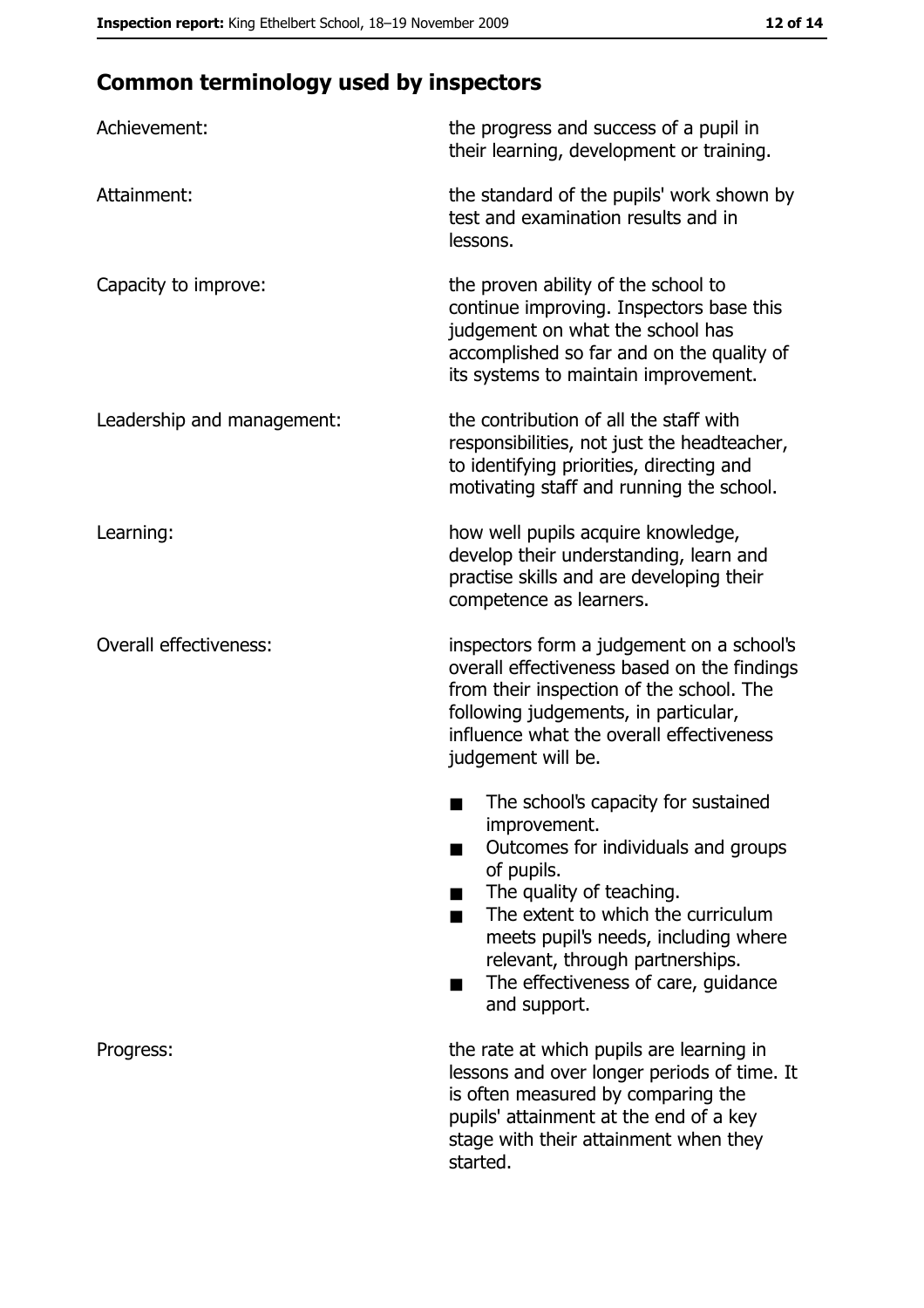## Common terminology used by inspectors

**Achievement:** the progress and success of a pupil in their learning, development or training.

**Attainment:** the standard of the pupils' work shown by test and examination results and in lessons.

**Capacity to improve:** the proven ability of the school to continue improving. Inspectors base this judgement on what the school has accomplished so far and on the quality of its systems to maintain improvement.

**Leadership and management:** the contribution of all the staff with responsibilities, not just the headteacher, to identifying priorities, directing and motivating staff and running the school.

**Learning:** how well pupils acquire knowledge, develop their understanding, learn and practise skills and are developing their competence as learners.

**Overall effectiveness:** inspectors form a judgement on a school's overall effectiveness based on the findings from their inspection of the school. The following judgements, in particular, influence what the overall effectiveness judgement will be.

- The school's capacity for sustained improvement.
- Outcomes for individuals and groups of pupils.
- The quality of teaching.
- The extent to which the curriculum meets pupil's needs, including where relevant, through partnerships.
- The effectiveness of care, guidance and support.

**Progress:** the rate at which pupils are learning in lessons and over longer periods of time. It is often measured by comparing the pupils' attainment at the end of a key stage with their attainment when they started.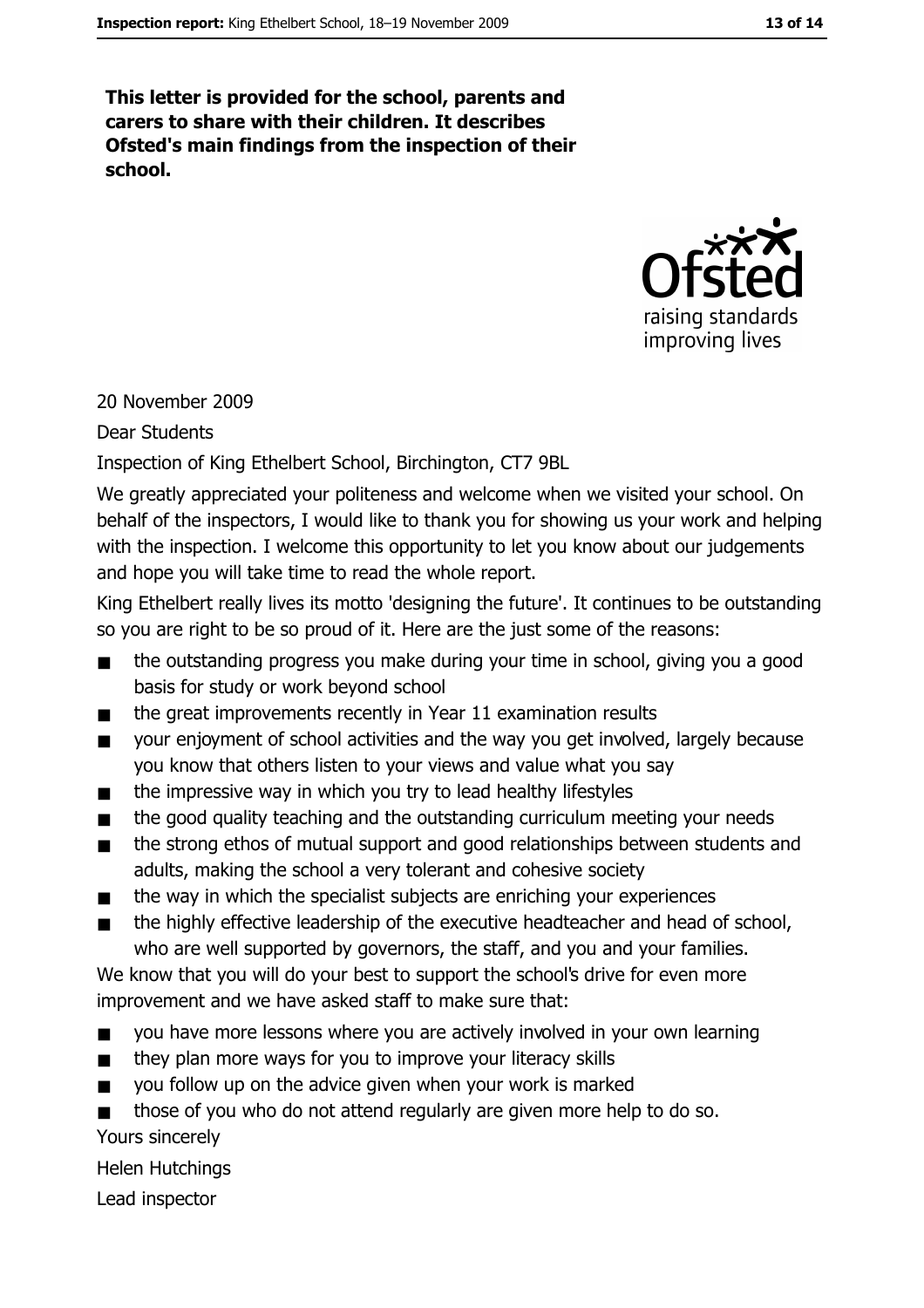**This letter is provided for the school, parents and carers to share with their children. It describes Ofsted's main findings from the inspection of their school.**

20 November 2009

Dear Students

Inspection of King Ethelbert School, Birchington, CT7 9BL

We greatly appreciated your politeness and welcome when we visited your school. On behalf of the inspectors, I would like to thank you for showing us your work and helping with the inspection. I welcome this opportunity to let you know about our judgements and hope you will take time to read the whole report.

King Ethelbert really lives its motto 'designing the future'. It continues to be outstanding so you are right to be so proud of it. Here are the just some of the reasons:

- the outstanding progress you make during your time in school, giving you a good basis for study or work beyond school
- the great improvements recently in Year 11 examination results
- your enjoyment of school activities and the way you get involved, largely because you know that others listen to your views and value what you say
- the impressive way in which you try to lead healthy lifestyles
- the good quality teaching and the outstanding curriculum meeting your needs
- the strong ethos of mutual support and good relationships between students and adults, making the school a very tolerant and cohesive society
- the way in which the specialist subjects are enriching your experiences
- the highly effective leadership of the executive headteacher and head of school, who are well supported by governors, the staff, and you and your families.

We know that you will do your best to support the school's drive for even more improvement and we have asked staff to make sure that:

- you have more lessons where you are actively involved in your own learning
- they plan more ways for you to improve your literacy skills
- you follow up on the advice given when your work is marked
- those of you who do not attend regularly are given more help to do so.

Yours sincerely

Helen Hutchings

Lead inspector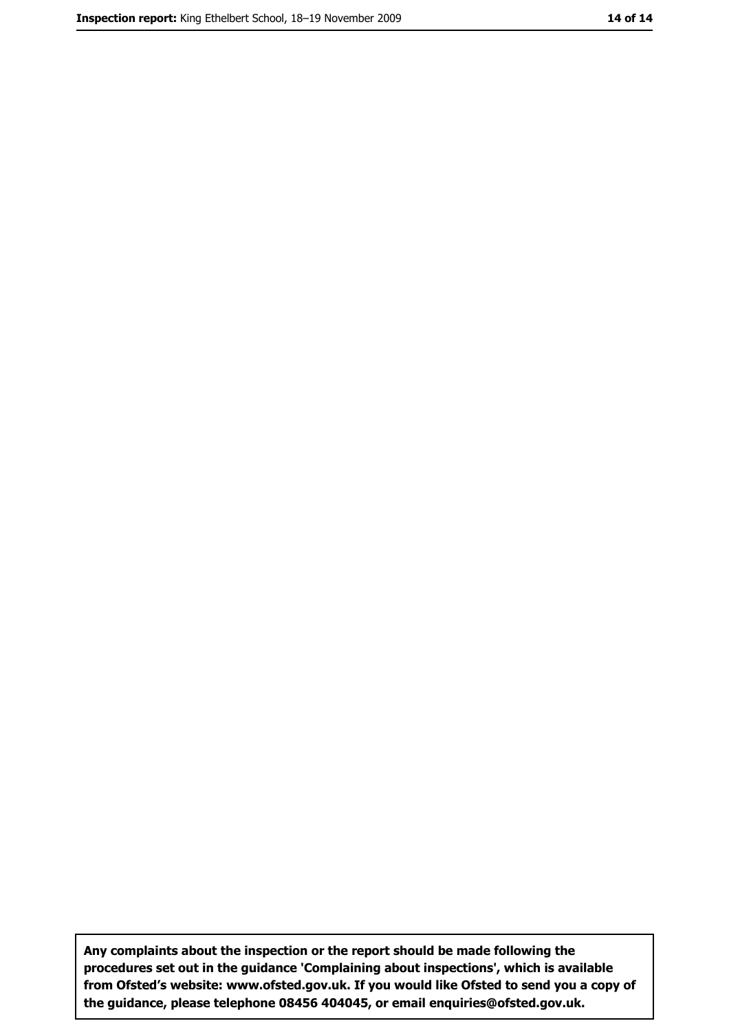**Any complaints about the inspection or the report should be made following the procedures set out in the guidance 'Complaining about inspections', which is available from Ofsted's website: www.ofsted.gov.uk. If you would like Ofsted to send you a copy of the guidance, please telephone 08456 404045, or email enquiries@ofsted.gov.uk.**